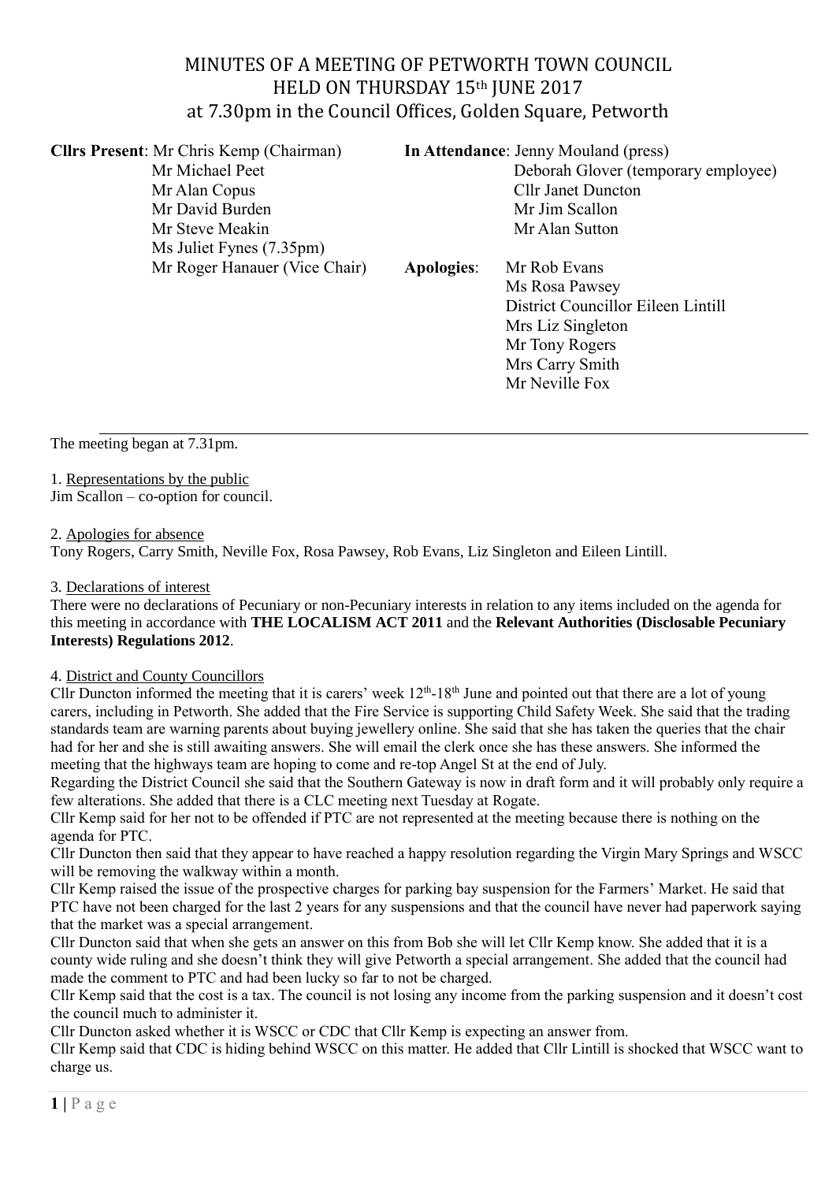# MINUTES OF A MEETING OF PETWORTH TOWN COUNCIL
## HELD ON THURSDAY 15th JUNE 2017
### at 7.30pm in the Council Offices, Golden Square, Petworth

**Cllrs Present**: Mr Chris Kemp (Chairman)
Mr Michael Peet
Mr Alan Copus
Mr David Burden
Mr Steve Meakin
Ms Juliet Fynes (7.35pm)
Mr Roger Hanauer (Vice Chair)

**In Attendance**: Jenny Mouland (press)
Deborah Glover (temporary employee)
Cllr Janet Duncton
Mr Jim Scallon
Mr Alan Sutton

**Apologies**: Mr Rob Evans
Ms Rosa Pawsey
District Councillor Eileen Lintill
Mrs Liz Singleton
Mr Tony Rogers
Mrs Carry Smith
Mr Neville Fox

---

The meeting began at 7.31pm.

1. Representations by the public
Jim Scallon – co-option for council.

2. Apologies for absence
Tony Rogers, Carry Smith, Neville Fox, Rosa Pawsey, Rob Evans, Liz Singleton and Eileen Lintill.

3. Declarations of interest
There were no declarations of Pecuniary or non-Pecuniary interests in relation to any items included on the agenda for this meeting in accordance with **THE LOCALISM ACT 2011** and the **Relevant Authorities (Disclosable Pecuniary Interests) Regulations 2012**.

4. District and County Councillors
Cllr Duncton informed the meeting that it is carers' week 12th-18th June and pointed out that there are a lot of young carers, including in Petworth. She added that the Fire Service is supporting Child Safety Week. She said that the trading standards team are warning parents about buying jewellery online. She said that she has taken the queries that the chair had for her and she is still awaiting answers. She will email the clerk once she has these answers. She informed the meeting that the highways team are hoping to come and re-top Angel St at the end of July.
Regarding the District Council she said that the Southern Gateway is now in draft form and it will probably only require a few alterations. She added that there is a CLC meeting next Tuesday at Rogate.
Cllr Kemp said for her not to be offended if PTC are not represented at the meeting because there is nothing on the agenda for PTC.
Cllr Duncton then said that they appear to have reached a happy resolution regarding the Virgin Mary Springs and WSCC will be removing the walkway within a month.
Cllr Kemp raised the issue of the prospective charges for parking bay suspension for the Farmers' Market. He said that PTC have not been charged for the last 2 years for any suspensions and that the council have never had paperwork saying that the market was a special arrangement.
Cllr Duncton said that when she gets an answer on this from Bob she will let Cllr Kemp know. She added that it is a county wide ruling and she doesn't think they will give Petworth a special arrangement. She added that the council had made the comment to PTC and had been lucky so far to not be charged.
Cllr Kemp said that the cost is a tax. The council is not losing any income from the parking suspension and it doesn't cost the council much to administer it.
Cllr Duncton asked whether it is WSCC or CDC that Cllr Kemp is expecting an answer from.
Cllr Kemp said that CDC is hiding behind WSCC on this matter. He added that Cllr Lintill is shocked that WSCC want to charge us.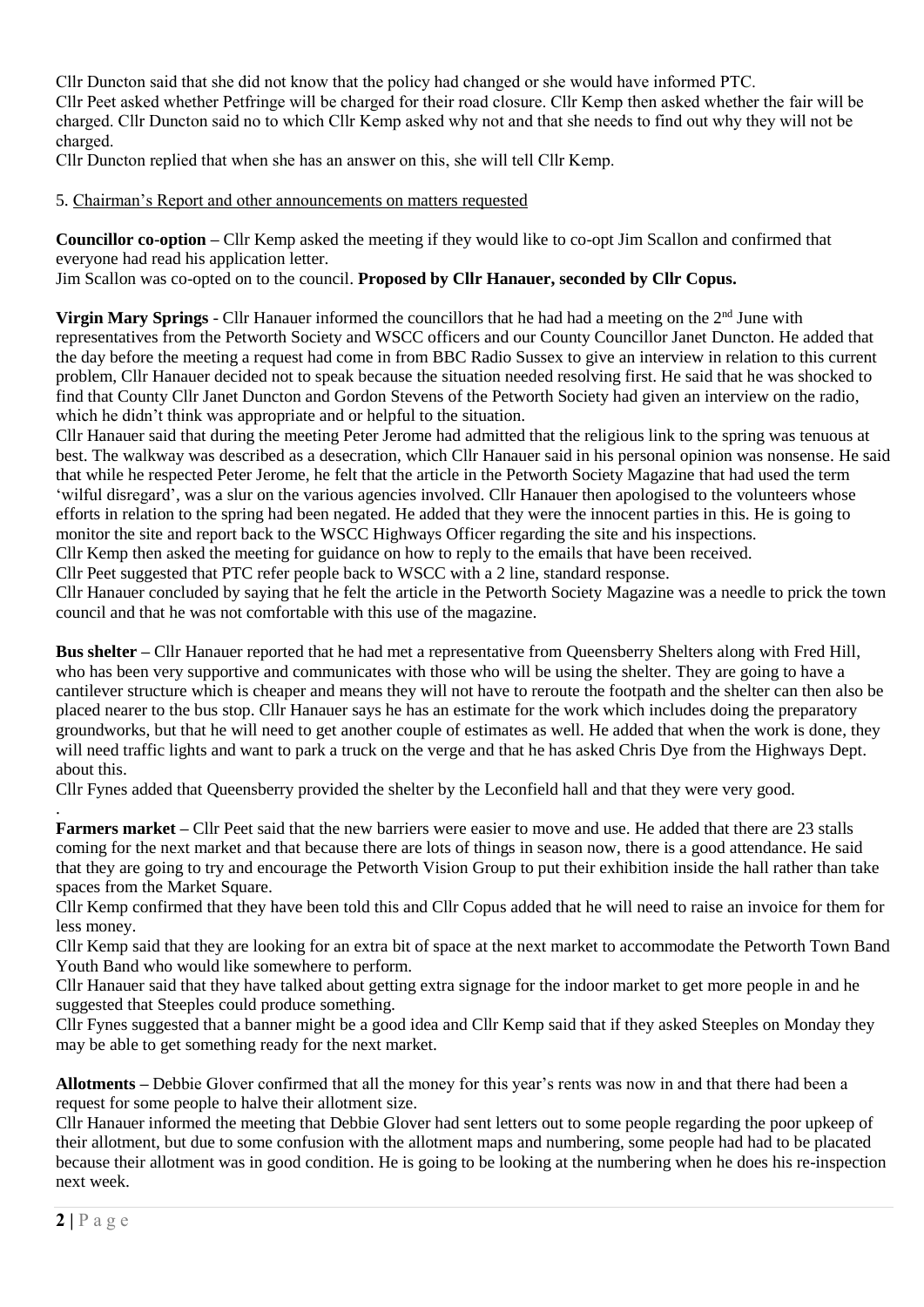Cllr Duncton said that she did not know that the policy had changed or she would have informed PTC.
Cllr Peet asked whether Petfringe will be charged for their road closure. Cllr Kemp then asked whether the fair will be charged. Cllr Duncton said no to which Cllr Kemp asked why not and that she needs to find out why they will not be charged.
Cllr Duncton replied that when she has an answer on this, she will tell Cllr Kemp.

5. Chairman's Report and other announcements on matters requested

**Councillor co-option –** Cllr Kemp asked the meeting if they would like to co-opt Jim Scallon and confirmed that everyone had read his application letter.
Jim Scallon was co-opted on to the council. **Proposed by Cllr Hanauer, seconded by Cllr Copus.**

**Virgin Mary Springs** - Cllr Hanauer informed the councillors that he had had a meeting on the 2nd June with representatives from the Petworth Society and WSCC officers and our County Councillor Janet Duncton. He added that the day before the meeting a request had come in from BBC Radio Sussex to give an interview in relation to this current problem, Cllr Hanauer decided not to speak because the situation needed resolving first. He said that he was shocked to find that County Cllr Janet Duncton and Gordon Stevens of the Petworth Society had given an interview on the radio, which he didn't think was appropriate and or helpful to the situation.
Cllr Hanauer said that during the meeting Peter Jerome had admitted that the religious link to the spring was tenuous at best. The walkway was described as a desecration, which Cllr Hanauer said in his personal opinion was nonsense. He said that while he respected Peter Jerome, he felt that the article in the Petworth Society Magazine that had used the term 'wilful disregard', was a slur on the various agencies involved. Cllr Hanauer then apologised to the volunteers whose efforts in relation to the spring had been negated. He added that they were the innocent parties in this. He is going to monitor the site and report back to the WSCC Highways Officer regarding the site and his inspections.
Cllr Kemp then asked the meeting for guidance on how to reply to the emails that have been received.
Cllr Peet suggested that PTC refer people back to WSCC with a 2 line, standard response.
Cllr Hanauer concluded by saying that he felt the article in the Petworth Society Magazine was a needle to prick the town council and that he was not comfortable with this use of the magazine.

**Bus shelter –** Cllr Hanauer reported that he had met a representative from Queensberry Shelters along with Fred Hill, who has been very supportive and communicates with those who will be using the shelter. They are going to have a cantilever structure which is cheaper and means they will not have to reroute the footpath and the shelter can then also be placed nearer to the bus stop. Cllr Hanauer says he has an estimate for the work which includes doing the preparatory groundworks, but that he will need to get another couple of estimates as well. He added that when the work is done, they will need traffic lights and want to park a truck on the verge and that he has asked Chris Dye from the Highways Dept. about this.
Cllr Fynes added that Queensberry provided the shelter by the Leconfield hall and that they were very good.

**Farmers market –** Cllr Peet said that the new barriers were easier to move and use. He added that there are 23 stalls coming for the next market and that because there are lots of things in season now, there is a good attendance. He said that they are going to try and encourage the Petworth Vision Group to put their exhibition inside the hall rather than take spaces from the Market Square.
Cllr Kemp confirmed that they have been told this and Cllr Copus added that he will need to raise an invoice for them for less money.
Cllr Kemp said that they are looking for an extra bit of space at the next market to accommodate the Petworth Town Band Youth Band who would like somewhere to perform.
Cllr Hanauer said that they have talked about getting extra signage for the indoor market to get more people in and he suggested that Steeples could produce something.
Cllr Fynes suggested that a banner might be a good idea and Cllr Kemp said that if they asked Steeples on Monday they may be able to get something ready for the next market.

**Allotments –** Debbie Glover confirmed that all the money for this year's rents was now in and that there had been a request for some people to halve their allotment size.
Cllr Hanauer informed the meeting that Debbie Glover had sent letters out to some people regarding the poor upkeep of their allotment, but due to some confusion with the allotment maps and numbering, some people had had to be placated because their allotment was in good condition. He is going to be looking at the numbering when he does his re-inspection next week.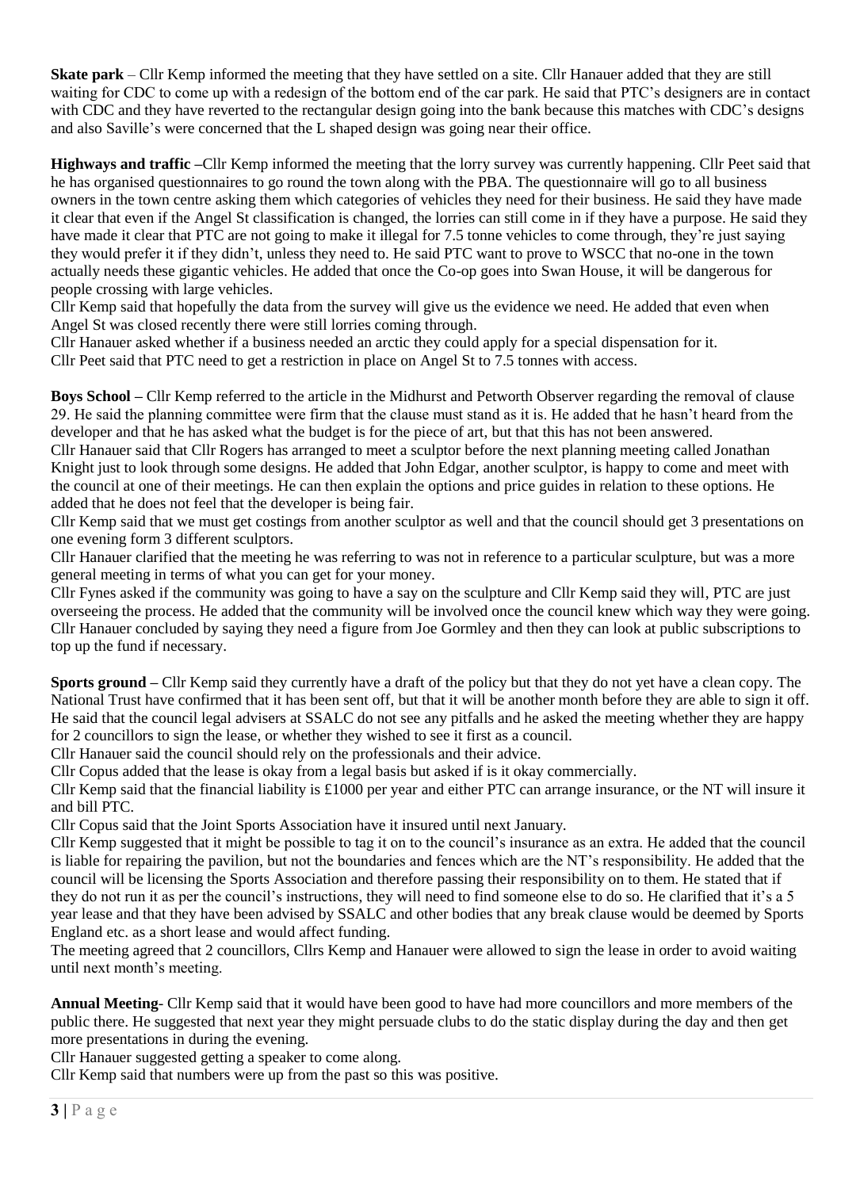**Skate park** – Cllr Kemp informed the meeting that they have settled on a site. Cllr Hanauer added that they are still waiting for CDC to come up with a redesign of the bottom end of the car park. He said that PTC's designers are in contact with CDC and they have reverted to the rectangular design going into the bank because this matches with CDC's designs and also Saville's were concerned that the L shaped design was going near their office.

**Highways and traffic** –Cllr Kemp informed the meeting that the lorry survey was currently happening. Cllr Peet said that he has organised questionnaires to go round the town along with the PBA. The questionnaire will go to all business owners in the town centre asking them which categories of vehicles they need for their business. He said they have made it clear that even if the Angel St classification is changed, the lorries can still come in if they have a purpose. He said they have made it clear that PTC are not going to make it illegal for 7.5 tonne vehicles to come through, they're just saying they would prefer it if they didn't, unless they need to. He said PTC want to prove to WSCC that no-one in the town actually needs these gigantic vehicles. He added that once the Co-op goes into Swan House, it will be dangerous for people crossing with large vehicles.

Cllr Kemp said that hopefully the data from the survey will give us the evidence we need. He added that even when Angel St was closed recently there were still lorries coming through.

Cllr Hanauer asked whether if a business needed an arctic they could apply for a special dispensation for it.

Cllr Peet said that PTC need to get a restriction in place on Angel St to 7.5 tonnes with access.

**Boys School** – Cllr Kemp referred to the article in the Midhurst and Petworth Observer regarding the removal of clause 29. He said the planning committee were firm that the clause must stand as it is. He added that he hasn't heard from the developer and that he has asked what the budget is for the piece of art, but that this has not been answered.

Cllr Hanauer said that Cllr Rogers has arranged to meet a sculptor before the next planning meeting called Jonathan Knight just to look through some designs. He added that John Edgar, another sculptor, is happy to come and meet with the council at one of their meetings. He can then explain the options and price guides in relation to these options. He added that he does not feel that the developer is being fair.

Cllr Kemp said that we must get costings from another sculptor as well and that the council should get 3 presentations on one evening form 3 different sculptors.

Cllr Hanauer clarified that the meeting he was referring to was not in reference to a particular sculpture, but was a more general meeting in terms of what you can get for your money.

Cllr Fynes asked if the community was going to have a say on the sculpture and Cllr Kemp said they will, PTC are just overseeing the process. He added that the community will be involved once the council knew which way they were going.

Cllr Hanauer concluded by saying they need a figure from Joe Gormley and then they can look at public subscriptions to top up the fund if necessary.

**Sports ground** – Cllr Kemp said they currently have a draft of the policy but that they do not yet have a clean copy. The National Trust have confirmed that it has been sent off, but that it will be another month before they are able to sign it off. He said that the council legal advisers at SSALC do not see any pitfalls and he asked the meeting whether they are happy for 2 councillors to sign the lease, or whether they wished to see it first as a council.

Cllr Hanauer said the council should rely on the professionals and their advice.

Cllr Copus added that the lease is okay from a legal basis but asked if is it okay commercially.

Cllr Kemp said that the financial liability is £1000 per year and either PTC can arrange insurance, or the NT will insure it and bill PTC.

Cllr Copus said that the Joint Sports Association have it insured until next January.

Cllr Kemp suggested that it might be possible to tag it on to the council's insurance as an extra. He added that the council is liable for repairing the pavilion, but not the boundaries and fences which are the NT's responsibility. He added that the council will be licensing the Sports Association and therefore passing their responsibility on to them. He stated that if they do not run it as per the council's instructions, they will need to find someone else to do so. He clarified that it's a 5 year lease and that they have been advised by SSALC and other bodies that any break clause would be deemed by Sports England etc. as a short lease and would affect funding.

The meeting agreed that 2 councillors, Cllrs Kemp and Hanauer were allowed to sign the lease in order to avoid waiting until next month's meeting.

**Annual Meeting**- Cllr Kemp said that it would have been good to have had more councillors and more members of the public there. He suggested that next year they might persuade clubs to do the static display during the day and then get more presentations in during the evening.

Cllr Hanauer suggested getting a speaker to come along.

Cllr Kemp said that numbers were up from the past so this was positive.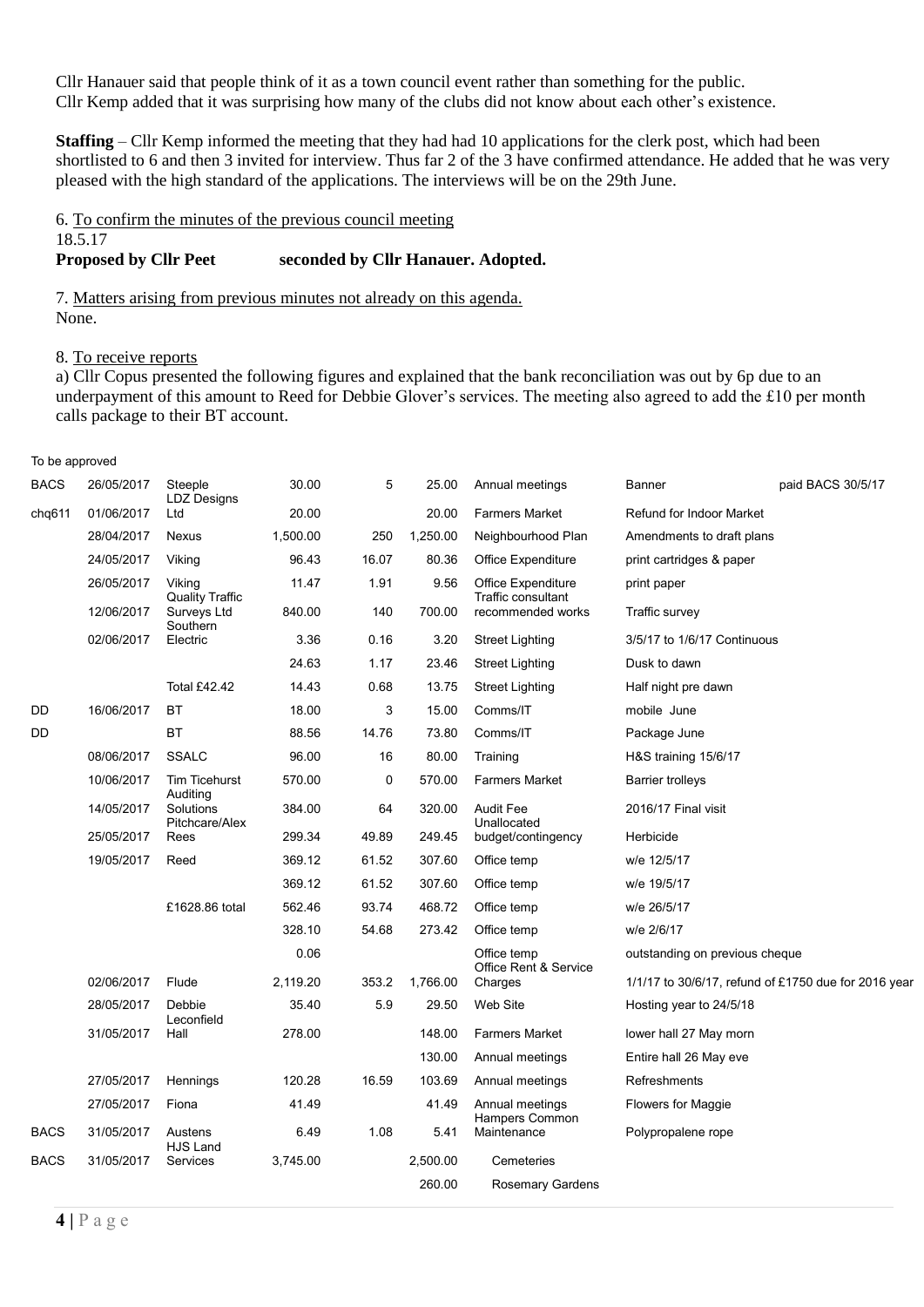Cllr Hanauer said that people think of it as a town council event rather than something for the public. Cllr Kemp added that it was surprising how many of the clubs did not know about each other's existence.

**Staffing** – Cllr Kemp informed the meeting that they had had 10 applications for the clerk post, which had been shortlisted to 6 and then 3 invited for interview. Thus far 2 of the 3 have confirmed attendance. He added that he was very pleased with the high standard of the applications. The interviews will be on the 29th June.

6. To confirm the minutes of the previous council meeting
18.5.17
**Proposed by Cllr Peet seconded by Cllr Hanauer. Adopted.**

7. Matters arising from previous minutes not already on this agenda.
None.

8. To receive reports
a) Cllr Copus presented the following figures and explained that the bank reconciliation was out by 6p due to an underpayment of this amount to Reed for Debbie Glover's services. The meeting also agreed to add the £10 per month calls package to their BT account.

To be approved

| | | | | | | | | |
|---|---|---|---|---|---|---|---|---|
| BACS | 26/05/2017 | Steeple | 30.00 | 5 | 25.00 | Annual meetings | Banner | paid BACS 30/5/17 |
| chq611 | 01/06/2017 | LDZ Designs Ltd | 20.00 | | 20.00 | Farmers Market | Refund for Indoor Market | |
| | 28/04/2017 | Nexus | 1,500.00 | 250 | 1,250.00 | Neighbourhood Plan | Amendments to draft plans | |
| | 24/05/2017 | Viking | 96.43 | 16.07 | 80.36 | Office Expenditure | print cartridges & paper | |
| | 26/05/2017 | Viking | 11.47 | 1.91 | 9.56 | Office Expenditure | print paper | |
| | 12/06/2017 | Quality Traffic Surveys Ltd | 840.00 | 140 | 700.00 | Traffic consultant recommended works | Traffic survey | |
| | 02/06/2017 | Southern Electric | 3.36 | 0.16 | 3.20 | Street Lighting | 3/5/17 to 1/6/17 Continuous | |
| | | | 24.63 | 1.17 | 23.46 | Street Lighting | Dusk to dawn | |
| | | Total £42.42 | 14.43 | 0.68 | 13.75 | Street Lighting | Half night pre dawn | |
| DD | 16/06/2017 | BT | 18.00 | 3 | 15.00 | Comms/IT | mobile June | |
| DD | | BT | 88.56 | 14.76 | 73.80 | Comms/IT | Package June | |
| | 08/06/2017 | SSALC | 96.00 | 16 | 80.00 | Training | H&S training 15/6/17 | |
| | 10/06/2017 | Tim Ticehurst | 570.00 | 0 | 570.00 | Farmers Market | Barrier trolleys | |
| | 14/05/2017 | Auditing Solutions | 384.00 | 64 | 320.00 | Audit Fee | 2016/17 Final visit | |
| | 25/05/2017 | Pitchcare/Alex Rees | 299.34 | 49.89 | 249.45 | Unallocated budget/contingency | Herbicide | |
| | 19/05/2017 | Reed | 369.12 | 61.52 | 307.60 | Office temp | w/e 12/5/17 | |
| | | | 369.12 | 61.52 | 307.60 | Office temp | w/e 19/5/17 | |
| | | £1628.86 total | 562.46 | 93.74 | 468.72 | Office temp | w/e 26/5/17 | |
| | | | 328.10 | 54.68 | 273.42 | Office temp | w/e 2/6/17 | |
| | | | 0.06 | | | Office temp | outstanding on previous cheque | |
| | 02/06/2017 | Flude | 2,119.20 | 353.2 | 1,766.00 | Office Rent & Service Charges | 1/1/17 to 30/6/17, refund of £1750 due for 2016 year | |
| | 28/05/2017 | Debbie | 35.40 | 5.9 | 29.50 | Web Site | Hosting year to 24/5/18 | |
| | 31/05/2017 | Leconfield Hall | 278.00 | | 148.00 | Farmers Market | lower hall 27 May morn | |
| | | | | | 130.00 | Annual meetings | Entire hall 26 May eve | |
| | 27/05/2017 | Hennings | 120.28 | 16.59 | 103.69 | Annual meetings | Refreshments | |
| | 27/05/2017 | Fiona | 41.49 | | 41.49 | Annual meetings | Flowers for Maggie | |
| BACS | 31/05/2017 | Austens | 6.49 | 1.08 | 5.41 | Hampers Common Maintenance | Polypropalene rope | |
| BACS | 31/05/2017 | HJS Land Services | 3,745.00 | | 2,500.00 | Cemeteries | | |
| | | | | | 260.00 | Rosemary Gardens | | |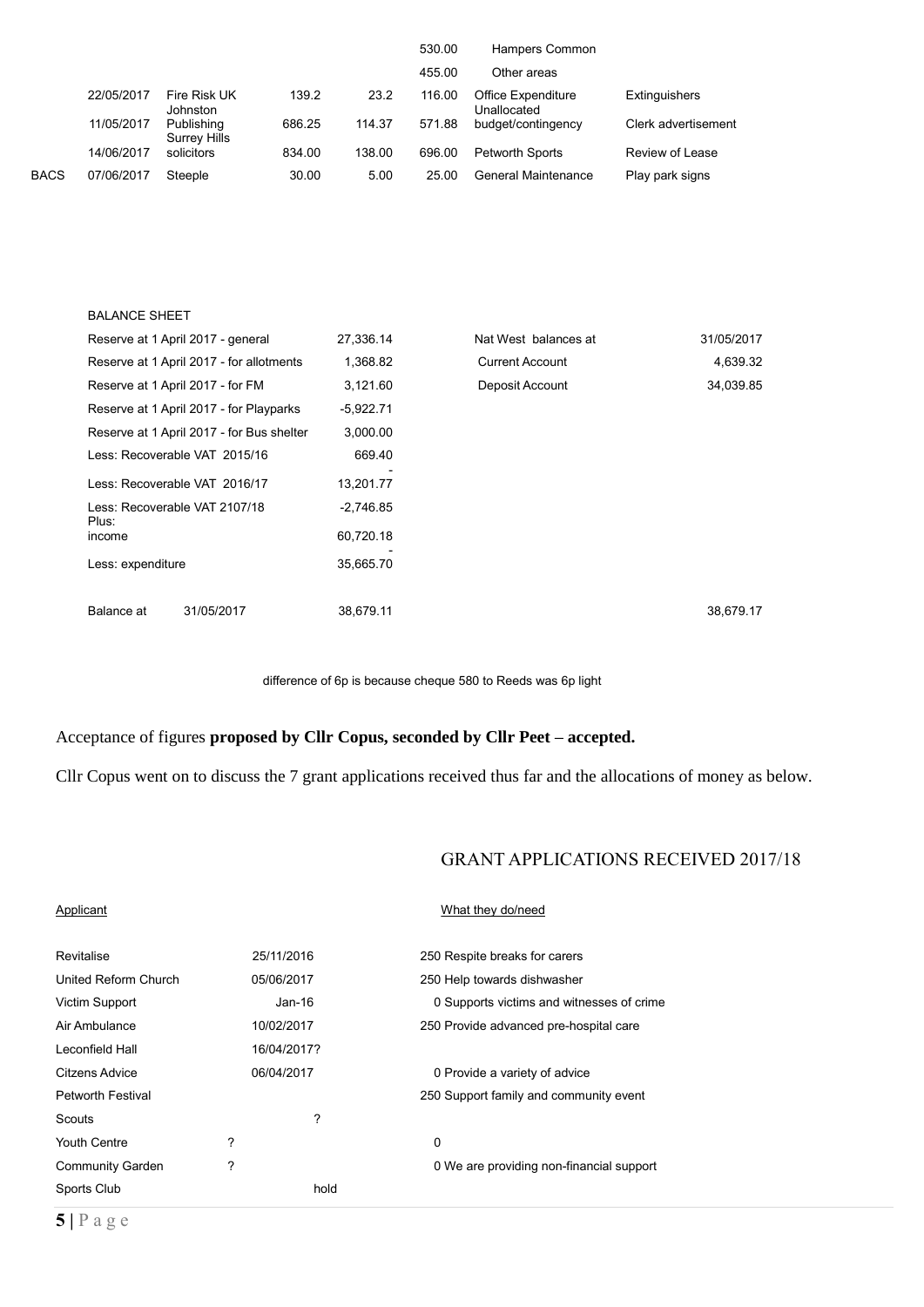|  |  |  |  |  | 530.00 | Hampers Common |  |
|---|---|---|---|---|---|---|---|
|  |  |  |  |  | 455.00 | Other areas |  |
|  | 22/05/2017 | Fire Risk UK | 139.2 | 23.2 | 116.00 | Office Expenditure | Extinguishers |
|  | 11/05/2017 | Johnston Publishing | 686.25 | 114.37 | 571.88 | Unallocated budget/contingency | Clerk advertisement |
|  | 14/06/2017 | Surrey Hills solicitors | 834.00 | 138.00 | 696.00 | Petworth Sports | Review of Lease |
| BACS | 07/06/2017 | Steeple | 30.00 | 5.00 | 25.00 | General Maintenance | Play park signs |

BALANCE SHEET

|  |  |  |  |
|---|---|---|---|
| Reserve at 1 April 2017 - general | 27,336.14 | Nat West balances at | 31/05/2017 |
| Reserve at 1 April 2017 - for allotments | 1,368.82 | Current Account | 4,639.32 |
| Reserve at 1 April 2017 - for FM | 3,121.60 | Deposit Account | 34,039.85 |
| Reserve at 1 April 2017 - for Playparks | -5,922.71 |  |  |
| Reserve at 1 April 2017 - for Bus shelter | 3,000.00 |  |  |
| Less: Recoverable VAT 2015/16 | 669.40 |  |  |
| Less: Recoverable VAT 2016/17 | -13,201.77 |  |  |
| Less: Recoverable VAT 2107/18 | -2,746.85 |  |  |
| Plus: income | 60,720.18 |  |  |
| Less: expenditure | -35,665.70 |  |  |
| Balance at 31/05/2017 | 38,679.11 |  | 38,679.17 |

difference of 6p is because cheque 580 to Reeds was 6p light

Acceptance of figures **proposed by Cllr Copus, seconded by Cllr Peet – accepted.**

Cllr Copus went on to discuss the 7 grant applications received thus far and the allocations of money as below.

## GRANT APPLICATIONS RECEIVED 2017/18

| Applicant |  |  |  | What they do/need |
|---|---|---|---|---|
| Revitalise |  | 25/11/2016 | 250 | Respite breaks for carers |
| United Reform Church |  | 05/06/2017 | 250 | Help towards dishwasher |
| Victim Support |  | Jan-16 | 0 | Supports victims and witnesses of crime |
| Air Ambulance |  | 10/02/2017 | 250 | Provide advanced pre-hospital care |
| Leconfield Hall |  | 16/04/2017? |  |  |
| Citzens Advice |  | 06/04/2017 | 0 | Provide a variety of advice |
| Petworth Festival |  |  | 250 | Support family and community event |
| Scouts |  | ? |  |  |
| Youth Centre | ? |  | 0 |  |
| Community Garden | ? |  | 0 | We are providing non-financial support |
| Sports Club |  | hold |  |  |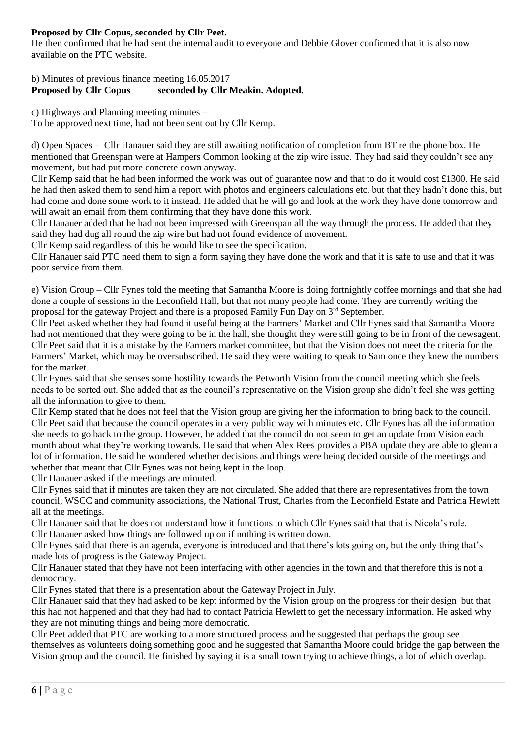**Proposed by Cllr Copus, seconded by Cllr Peet.**

He then confirmed that he had sent the internal audit to everyone and Debbie Glover confirmed that it is also now available on the PTC website.

b) Minutes of previous finance meeting 16.05.2017

**Proposed by Cllr Copus seconded by Cllr Meakin. Adopted.**

c) Highways and Planning meeting minutes –

To be approved next time, had not been sent out by Cllr Kemp.

d) Open Spaces – Cllr Hanauer said they are still awaiting notification of completion from BT re the phone box. He mentioned that Greenspan were at Hampers Common looking at the zip wire issue. They had said they couldn't see any movement, but had put more concrete down anyway.

Cllr Kemp said that he had been informed the work was out of guarantee now and that to do it would cost £1300. He said he had then asked them to send him a report with photos and engineers calculations etc. but that they hadn't done this, but had come and done some work to it instead. He added that he will go and look at the work they have done tomorrow and will await an email from them confirming that they have done this work.

Cllr Hanauer added that he had not been impressed with Greenspan all the way through the process. He added that they said they had dug all round the zip wire but had not found evidence of movement.

Cllr Kemp said regardless of this he would like to see the specification.

Cllr Hanauer said PTC need them to sign a form saying they have done the work and that it is safe to use and that it was poor service from them.

e) Vision Group – Cllr Fynes told the meeting that Samantha Moore is doing fortnightly coffee mornings and that she had done a couple of sessions in the Leconfield Hall, but that not many people had come. They are currently writing the proposal for the gateway Project and there is a proposed Family Fun Day on 3rd September.

Cllr Peet asked whether they had found it useful being at the Farmers' Market and Cllr Fynes said that Samantha Moore had not mentioned that they were going to be in the hall, she thought they were still going to be in front of the newsagent. Cllr Peet said that it is a mistake by the Farmers market committee, but that the Vision does not meet the criteria for the Farmers' Market, which may be oversubscribed. He said they were waiting to speak to Sam once they knew the numbers for the market.

Cllr Fynes said that she senses some hostility towards the Petworth Vision from the council meeting which she feels needs to be sorted out. She added that as the council's representative on the Vision group she didn't feel she was getting all the information to give to them.

Cllr Kemp stated that he does not feel that the Vision group are giving her the information to bring back to the council. Cllr Peet said that because the council operates in a very public way with minutes etc. Cllr Fynes has all the information she needs to go back to the group. However, he added that the council do not seem to get an update from Vision each month about what they're working towards. He said that when Alex Rees provides a PBA update they are able to glean a lot of information. He said he wondered whether decisions and things were being decided outside of the meetings and whether that meant that Cllr Fynes was not being kept in the loop.

Cllr Hanauer asked if the meetings are minuted.

Cllr Fynes said that if minutes are taken they are not circulated. She added that there are representatives from the town council, WSCC and community associations, the National Trust, Charles from the Leconfield Estate and Patricia Hewlett all at the meetings.

Cllr Hanauer said that he does not understand how it functions to which Cllr Fynes said that that is Nicola's role.

Cllr Hanauer asked how things are followed up on if nothing is written down.

Cllr Fynes said that there is an agenda, everyone is introduced and that there's lots going on, but the only thing that's made lots of progress is the Gateway Project.

Cllr Hanauer stated that they have not been interfacing with other agencies in the town and that therefore this is not a democracy.

Cllr Fynes stated that there is a presentation about the Gateway Project in July.

Cllr Hanauer said that they had asked to be kept informed by the Vision group on the progress for their design but that this had not happened and that they had had to contact Patricia Hewlett to get the necessary information. He asked why they are not minuting things and being more democratic.

Cllr Peet added that PTC are working to a more structured process and he suggested that perhaps the group see themselves as volunteers doing something good and he suggested that Samantha Moore could bridge the gap between the Vision group and the council. He finished by saying it is a small town trying to achieve things, a lot of which overlap.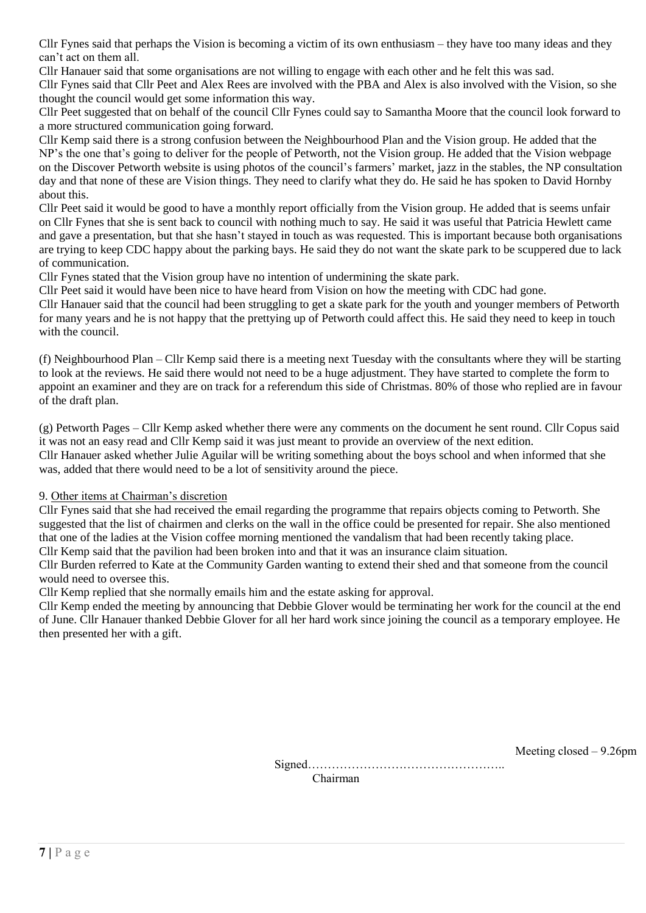Cllr Fynes said that perhaps the Vision is becoming a victim of its own enthusiasm – they have too many ideas and they can't act on them all.

Cllr Hanauer said that some organisations are not willing to engage with each other and he felt this was sad.

Cllr Fynes said that Cllr Peet and Alex Rees are involved with the PBA and Alex is also involved with the Vision, so she thought the council would get some information this way.

Cllr Peet suggested that on behalf of the council Cllr Fynes could say to Samantha Moore that the council look forward to a more structured communication going forward.

Cllr Kemp said there is a strong confusion between the Neighbourhood Plan and the Vision group. He added that the NP's the one that's going to deliver for the people of Petworth, not the Vision group. He added that the Vision webpage on the Discover Petworth website is using photos of the council's farmers' market, jazz in the stables, the NP consultation day and that none of these are Vision things. They need to clarify what they do. He said he has spoken to David Hornby about this.

Cllr Peet said it would be good to have a monthly report officially from the Vision group. He added that is seems unfair on Cllr Fynes that she is sent back to council with nothing much to say. He said it was useful that Patricia Hewlett came and gave a presentation, but that she hasn't stayed in touch as was requested. This is important because both organisations are trying to keep CDC happy about the parking bays. He said they do not want the skate park to be scuppered due to lack of communication.

Cllr Fynes stated that the Vision group have no intention of undermining the skate park.

Cllr Peet said it would have been nice to have heard from Vision on how the meeting with CDC had gone.

Cllr Hanauer said that the council had been struggling to get a skate park for the youth and younger members of Petworth for many years and he is not happy that the prettying up of Petworth could affect this. He said they need to keep in touch with the council.

(f) Neighbourhood Plan – Cllr Kemp said there is a meeting next Tuesday with the consultants where they will be starting to look at the reviews. He said there would not need to be a huge adjustment. They have started to complete the form to appoint an examiner and they are on track for a referendum this side of Christmas. 80% of those who replied are in favour of the draft plan.

(g) Petworth Pages – Cllr Kemp asked whether there were any comments on the document he sent round. Cllr Copus said it was not an easy read and Cllr Kemp said it was just meant to provide an overview of the next edition.

Cllr Hanauer asked whether Julie Aguilar will be writing something about the boys school and when informed that she was, added that there would need to be a lot of sensitivity around the piece.

9. Other items at Chairman's discretion

Cllr Fynes said that she had received the email regarding the programme that repairs objects coming to Petworth. She suggested that the list of chairmen and clerks on the wall in the office could be presented for repair. She also mentioned that one of the ladies at the Vision coffee morning mentioned the vandalism that had been recently taking place.

Cllr Kemp said that the pavilion had been broken into and that it was an insurance claim situation.

Cllr Burden referred to Kate at the Community Garden wanting to extend their shed and that someone from the council would need to oversee this.

Cllr Kemp replied that she normally emails him and the estate asking for approval.

Cllr Kemp ended the meeting by announcing that Debbie Glover would be terminating her work for the council at the end of June. Cllr Hanauer thanked Debbie Glover for all her hard work since joining the council as a temporary employee. He then presented her with a gift.

Meeting closed – 9.26pm

Signed…………………………………………..

Chairman